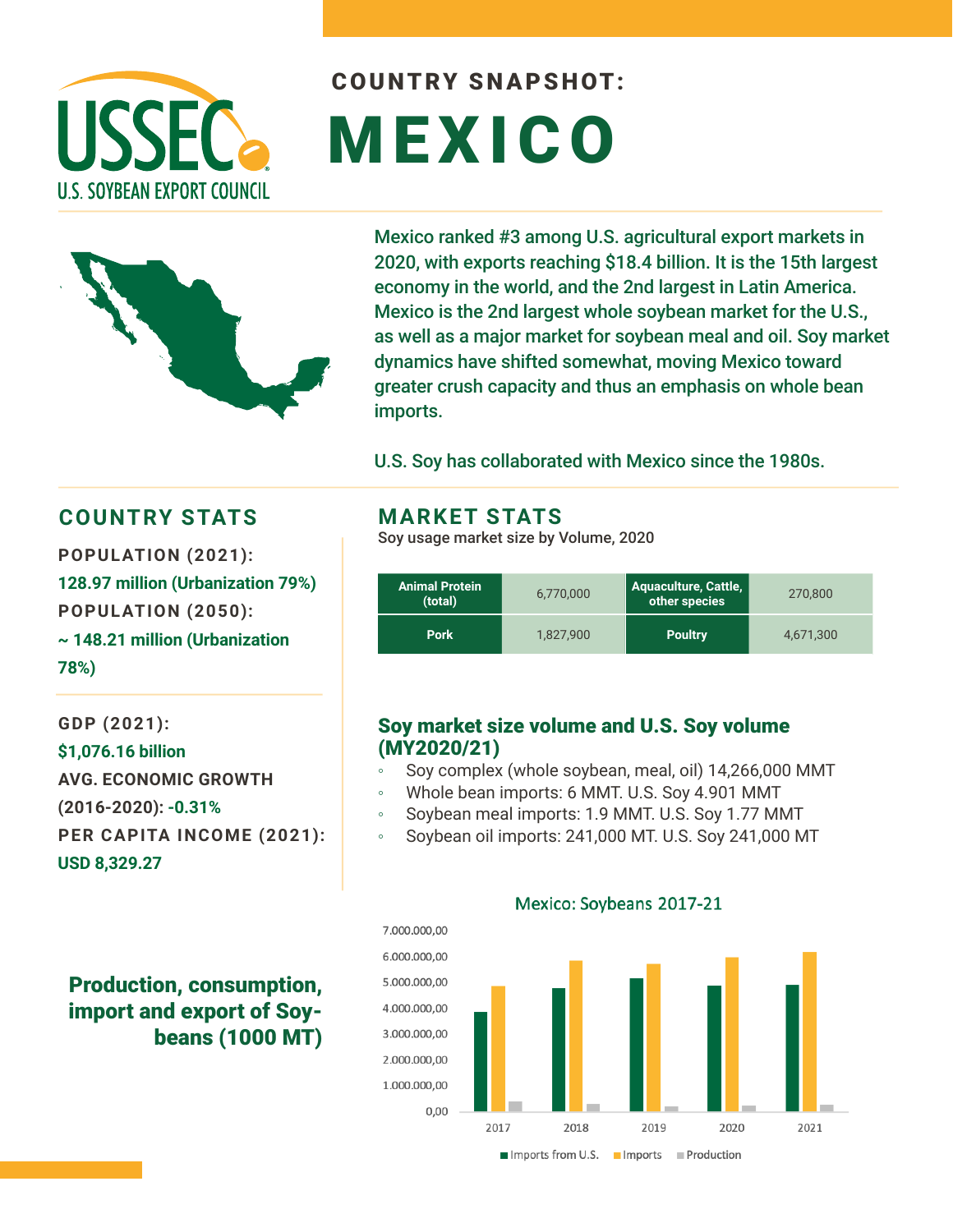USSEC
U.S. SOYBEAN EXPORT COUNCIL

# COUNTRY SNAPSHOT: MEXICO

Mexico ranked #3 among U.S. agricultural export markets in 2020, with exports reaching $18.4 billion. It is the 15th largest economy in the world, and the 2nd largest in Latin America. Mexico is the 2nd largest whole soybean market for the U.S., as well as a major market for soybean meal and oil. Soy market dynamics have shifted somewhat, moving Mexico toward greater crush capacity and thus an emphasis on whole bean imports.

U.S. Soy has collaborated with Mexico since the 1980s.

## COUNTRY STATS

**POPULATION (2021):**
128.97 million (Urbanization 79%)

**POPULATION (2050):**
~ 148.21 million (Urbanization 78%)

**GDP (2021):**
$1,076.16 billion

**AVG. ECONOMIC GROWTH (2016-2020):** -0.31%

**PER CAPITA INCOME (2021):**
USD 8,329.27

## MARKET STATS

Soy usage market size by Volume, 2020

| Animal Protein (total) | 6,770,000 | Aquaculture, Cattle, other species | 270,800 |
|---|---|---|---|
| Pork | 1,827,900 | Poultry | 4,671,300 |

### Soy market size volume and U.S. Soy volume (MY2020/21)

- Soy complex (whole soybean, meal, oil) 14,266,000 MMT
- Whole bean imports: 6 MMT. U.S. Soy 4.901 MMT
- Soybean meal imports: 1.9 MMT. U.S. Soy 1.77 MMT
- Soybean oil imports: 241,000 MT. U.S. Soy 241,000 MT

### Production, consumption, import and export of Soybeans (1000 MT)

Mexico: Soybeans 2017-21

Legend: Imports from U.S., Imports, Production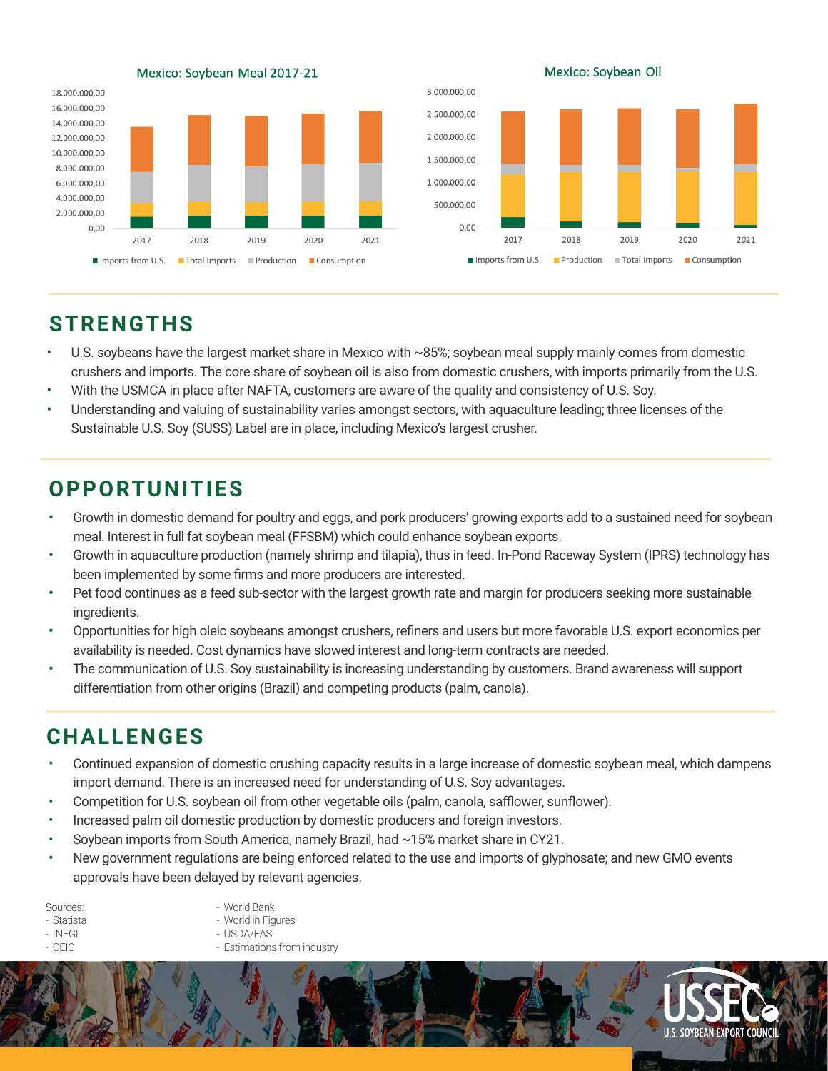Mexico: Soybean Meal 2017-21

18.000.000,00
16.000.000,00
14.000.000,00
12.000.000,00
10.000.000,00
8.000.000,00
6.000.000,00
4.000.000,00
2.000.000,00
0,00

2017 2018 2019 2020 2021

Imports from U.S. | Total Imports | Production | Consumption

Mexico: Soybean Oil

3.000.000,00
2.500.000,00
2.000.000,00
1.500.000,00
1.000.000,00
500.000,00
0,00

2017 2018 2019 2020 2021

Imports from U.S. | Production | Total Imports | Consumption

## STRENGTHS

- U.S. soybeans have the largest market share in Mexico with ~85%; soybean meal supply mainly comes from domestic crushers and imports. The core share of soybean oil is also from domestic crushers, with imports primarily from the U.S.
- With the USMCA in place after NAFTA, customers are aware of the quality and consistency of U.S. Soy.
- Understanding and valuing of sustainability varies amongst sectors, with aquaculture leading; three licenses of the Sustainable U.S. Soy (SUSS) Label are in place, including Mexico's largest crusher.

## OPPORTUNITIES

- Growth in domestic demand for poultry and eggs, and pork producers' growing exports add to a sustained need for soybean meal. Interest in full fat soybean meal (FFSBM) which could enhance soybean exports.
- Growth in aquaculture production (namely shrimp and tilapia), thus in feed. In-Pond Raceway System (IPRS) technology has been implemented by some firms and more producers are interested.
- Pet food continues as a feed sub-sector with the largest growth rate and margin for producers seeking more sustainable ingredients.
- Opportunities for high oleic soybeans amongst crushers, refiners and users but more favorable U.S. export economics per availability is needed. Cost dynamics have slowed interest and long-term contracts are needed.
- The communication of U.S. Soy sustainability is increasing understanding by customers. Brand awareness will support differentiation from other origins (Brazil) and competing products (palm, canola).

## CHALLENGES

- Continued expansion of domestic crushing capacity results in a large increase of domestic soybean meal, which dampens import demand. There is an increased need for understanding of U.S. Soy advantages.
- Competition for U.S. soybean oil from other vegetable oils (palm, canola, safflower, sunflower).
- Increased palm oil domestic production by domestic producers and foreign investors.
- Soybean imports from South America, namely Brazil, had ~15% market share in CY21.
- New government regulations are being enforced related to the use and imports of glyphosate; and new GMO events approvals have been delayed by relevant agencies.

Sources:
- Statista
- INEGI
- CEIC
- World Bank
- World in Figures
- USDA/FAS
- Estimations from industry

USSEC U.S. SOYBEAN EXPORT COUNCIL